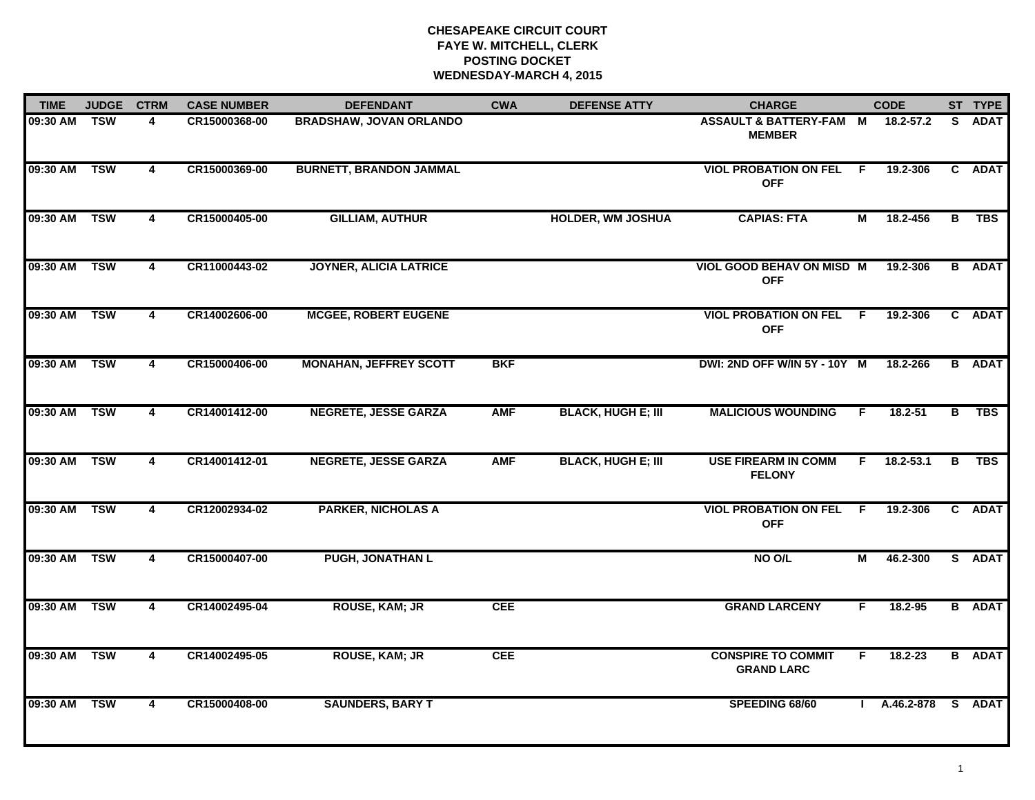**CHESAPEAKE CIRCUIT COURT**
**FAYE W. MITCHELL, CLERK**
**POSTING DOCKET**
**WEDNESDAY-MARCH 4, 2015**

| TIME | JUDGE | CTRM | CASE NUMBER | DEFENDANT | CWA | DEFENSE ATTY | CHARGE | | CODE | ST | TYPE |
|---|---|---|---|---|---|---|---|---|---|---|---|
| 09:30 AM | TSW | 4 | CR15000368-00 | BRADSHAW, JOVAN ORLANDO | | | ASSAULT & BATTERY-FAM MEMBER | M | 18.2-57.2 | S | ADAT |
| 09:30 AM | TSW | 4 | CR15000369-00 | BURNETT, BRANDON JAMMAL | | | VIOL PROBATION ON FEL OFF | F | 19.2-306 | C | ADAT |
| 09:30 AM | TSW | 4 | CR15000405-00 | GILLIAM, AUTHUR | | HOLDER, WM JOSHUA | CAPIAS: FTA | M | 18.2-456 | B | TBS |
| 09:30 AM | TSW | 4 | CR11000443-02 | JOYNER, ALICIA LATRICE | | | VIOL GOOD BEHAV ON MISD OFF | M | 19.2-306 | B | ADAT |
| 09:30 AM | TSW | 4 | CR14002606-00 | MCGEE, ROBERT EUGENE | | | VIOL PROBATION ON FEL OFF | F | 19.2-306 | C | ADAT |
| 09:30 AM | TSW | 4 | CR15000406-00 | MONAHAN, JEFFREY SCOTT | BKF | | DWI: 2ND OFF W/IN 5Y - 10Y | M | 18.2-266 | B | ADAT |
| 09:30 AM | TSW | 4 | CR14001412-00 | NEGRETE, JESSE GARZA | AMF | BLACK, HUGH E; III | MALICIOUS WOUNDING | F | 18.2-51 | B | TBS |
| 09:30 AM | TSW | 4 | CR14001412-01 | NEGRETE, JESSE GARZA | AMF | BLACK, HUGH E; III | USE FIREARM IN COMM FELONY | F | 18.2-53.1 | B | TBS |
| 09:30 AM | TSW | 4 | CR12002934-02 | PARKER, NICHOLAS A | | | VIOL PROBATION ON FEL OFF | F | 19.2-306 | C | ADAT |
| 09:30 AM | TSW | 4 | CR15000407-00 | PUGH, JONATHAN L | | | NO O/L | M | 46.2-300 | S | ADAT |
| 09:30 AM | TSW | 4 | CR14002495-04 | ROUSE, KAM; JR | CEE | | GRAND LARCENY | F | 18.2-95 | B | ADAT |
| 09:30 AM | TSW | 4 | CR14002495-05 | ROUSE, KAM; JR | CEE | | CONSPIRE TO COMMIT GRAND LARC | F | 18.2-23 | B | ADAT |
| 09:30 AM | TSW | 4 | CR15000408-00 | SAUNDERS, BARY T | | | SPEEDING 68/60 | I | A.46.2-878 | S | ADAT |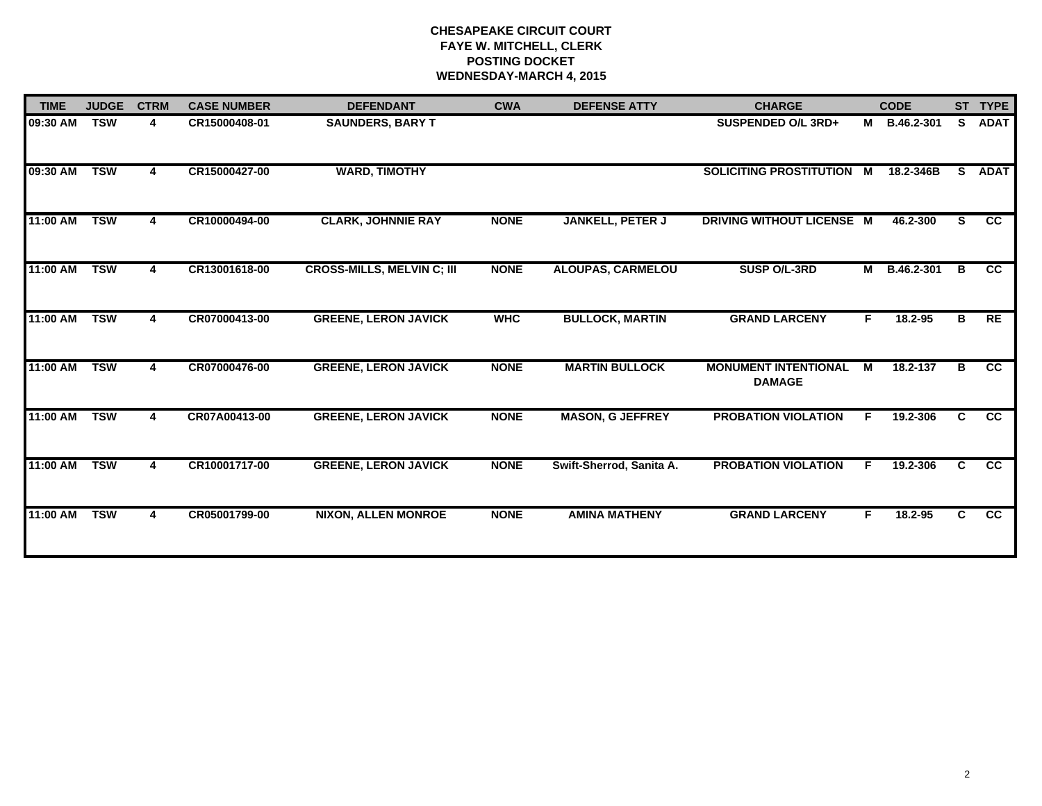**CHESAPEAKE CIRCUIT COURT**
**FAYE W. MITCHELL, CLERK**
**POSTING DOCKET**
**WEDNESDAY-MARCH 4, 2015**

| TIME | JUDGE | CTRM | CASE NUMBER | DEFENDANT | CWA | DEFENSE ATTY | CHARGE | | CODE | ST | TYPE |
|---|---|---|---|---|---|---|---|---|---|---|---|
| 09:30 AM | TSW | 4 | CR15000408-01 | SAUNDERS, BARY T | | | SUSPENDED O/L 3RD+ | M | B.46.2-301 | S | ADAT |
| 09:30 AM | TSW | 4 | CR15000427-00 | WARD, TIMOTHY | | | SOLICITING PROSTITUTION | M | 18.2-346B | S | ADAT |
| 11:00 AM | TSW | 4 | CR10000494-00 | CLARK, JOHNNIE RAY | NONE | JANKELL, PETER J | DRIVING WITHOUT LICENSE | M | 46.2-300 | S | CC |
| 11:00 AM | TSW | 4 | CR13001618-00 | CROSS-MILLS, MELVIN C; III | NONE | ALOUPAS, CARMELOU | SUSP O/L-3RD | M | B.46.2-301 | B | CC |
| 11:00 AM | TSW | 4 | CR07000413-00 | GREENE, LERON JAVICK | WHC | BULLOCK, MARTIN | GRAND LARCENY | F | 18.2-95 | B | RE |
| 11:00 AM | TSW | 4 | CR07000476-00 | GREENE, LERON JAVICK | NONE | MARTIN BULLOCK | MONUMENT INTENTIONAL DAMAGE | M | 18.2-137 | B | CC |
| 11:00 AM | TSW | 4 | CR07A00413-00 | GREENE, LERON JAVICK | NONE | MASON, G JEFFREY | PROBATION VIOLATION | F | 19.2-306 | C | CC |
| 11:00 AM | TSW | 4 | CR10001717-00 | GREENE, LERON JAVICK | NONE | Swift-Sherrod, Sanita A. | PROBATION VIOLATION | F | 19.2-306 | C | CC |
| 11:00 AM | TSW | 4 | CR05001799-00 | NIXON, ALLEN MONROE | NONE | AMINA MATHENY | GRAND LARCENY | F | 18.2-95 | C | CC |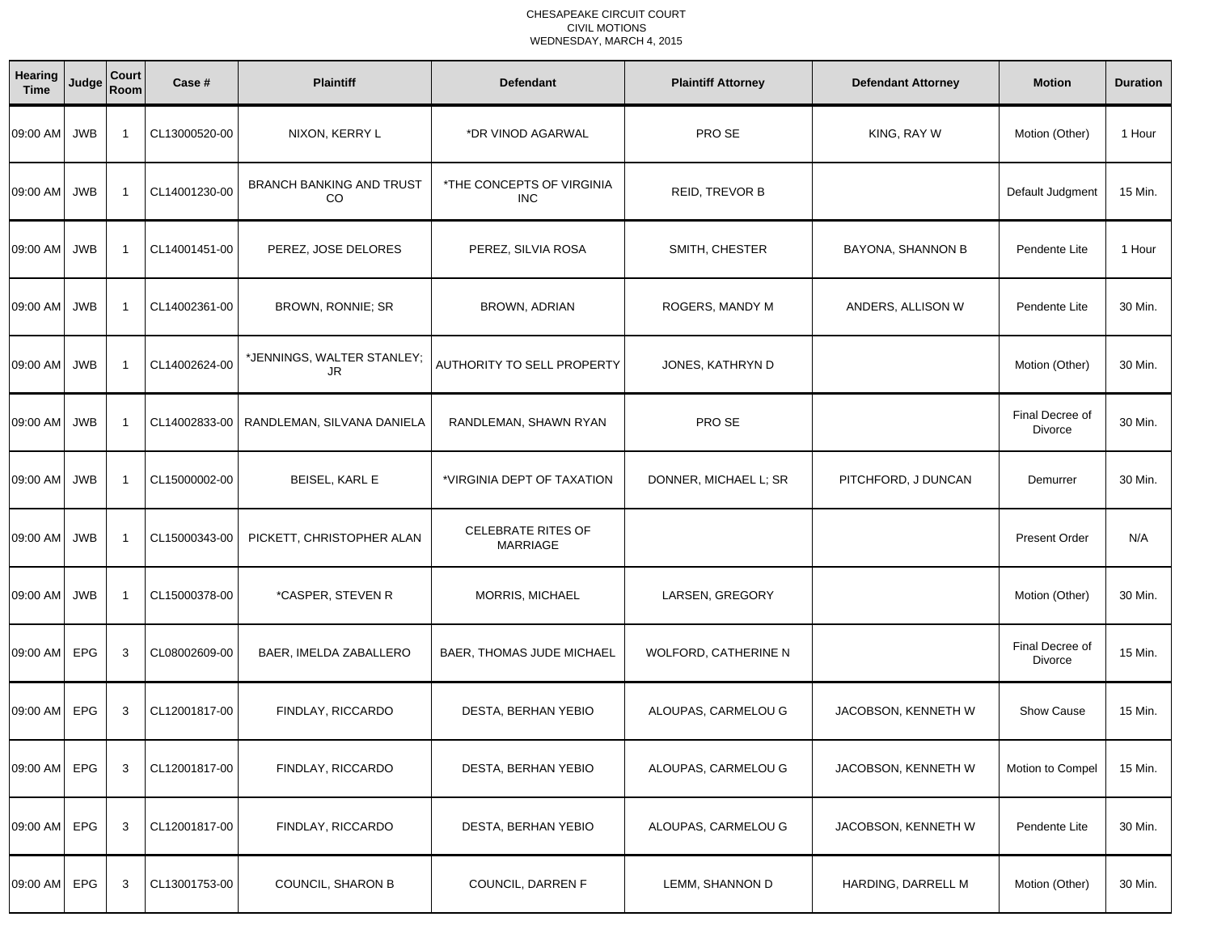CHESAPEAKE CIRCUIT COURT
CIVIL MOTIONS
WEDNESDAY, MARCH 4, 2015

| Hearing Time | Judge | Court Room | Case # | Plaintiff | Defendant | Plaintiff Attorney | Defendant Attorney | Motion | Duration |
|---|---|---|---|---|---|---|---|---|---|
| 09:00 AM | JWB | 1 | CL13000520-00 | NIXON, KERRY L | *DR VINOD AGARWAL | PRO SE | KING, RAY W | Motion (Other) | 1 Hour |
| 09:00 AM | JWB | 1 | CL14001230-00 | BRANCH BANKING AND TRUST CO | *THE CONCEPTS OF VIRGINIA INC | REID, TREVOR B | | Default Judgment | 15 Min. |
| 09:00 AM | JWB | 1 | CL14001451-00 | PEREZ, JOSE DELORES | PEREZ, SILVIA ROSA | SMITH, CHESTER | BAYONA, SHANNON B | Pendente Lite | 1 Hour |
| 09:00 AM | JWB | 1 | CL14002361-00 | BROWN, RONNIE; SR | BROWN, ADRIAN | ROGERS, MANDY M | ANDERS, ALLISON W | Pendente Lite | 30 Min. |
| 09:00 AM | JWB | 1 | CL14002624-00 | *JENNINGS, WALTER STANLEY; JR | AUTHORITY TO SELL PROPERTY | JONES, KATHRYN D | | Motion (Other) | 30 Min. |
| 09:00 AM | JWB | 1 | CL14002833-00 | RANDLEMAN, SILVANA DANIELA | RANDLEMAN, SHAWN RYAN | PRO SE | | Final Decree of Divorce | 30 Min. |
| 09:00 AM | JWB | 1 | CL15000002-00 | BEISEL, KARL E | *VIRGINIA DEPT OF TAXATION | DONNER, MICHAEL L; SR | PITCHFORD, J DUNCAN | Demurrer | 30 Min. |
| 09:00 AM | JWB | 1 | CL15000343-00 | PICKETT, CHRISTOPHER ALAN | CELEBRATE RITES OF MARRIAGE | | | Present Order | N/A |
| 09:00 AM | JWB | 1 | CL15000378-00 | *CASPER, STEVEN R | MORRIS, MICHAEL | LARSEN, GREGORY | | Motion (Other) | 30 Min. |
| 09:00 AM | EPG | 3 | CL08002609-00 | BAER, IMELDA ZABALLERO | BAER, THOMAS JUDE MICHAEL | WOLFORD, CATHERINE N | | Final Decree of Divorce | 15 Min. |
| 09:00 AM | EPG | 3 | CL12001817-00 | FINDLAY, RICCARDO | DESTA, BERHAN YEBIO | ALOUPAS, CARMELOU G | JACOBSON, KENNETH W | Show Cause | 15 Min. |
| 09:00 AM | EPG | 3 | CL12001817-00 | FINDLAY, RICCARDO | DESTA, BERHAN YEBIO | ALOUPAS, CARMELOU G | JACOBSON, KENNETH W | Motion to Compel | 15 Min. |
| 09:00 AM | EPG | 3 | CL12001817-00 | FINDLAY, RICCARDO | DESTA, BERHAN YEBIO | ALOUPAS, CARMELOU G | JACOBSON, KENNETH W | Pendente Lite | 30 Min. |
| 09:00 AM | EPG | 3 | CL13001753-00 | COUNCIL, SHARON B | COUNCIL, DARREN F | LEMM, SHANNON D | HARDING, DARRELL M | Motion (Other) | 30 Min. |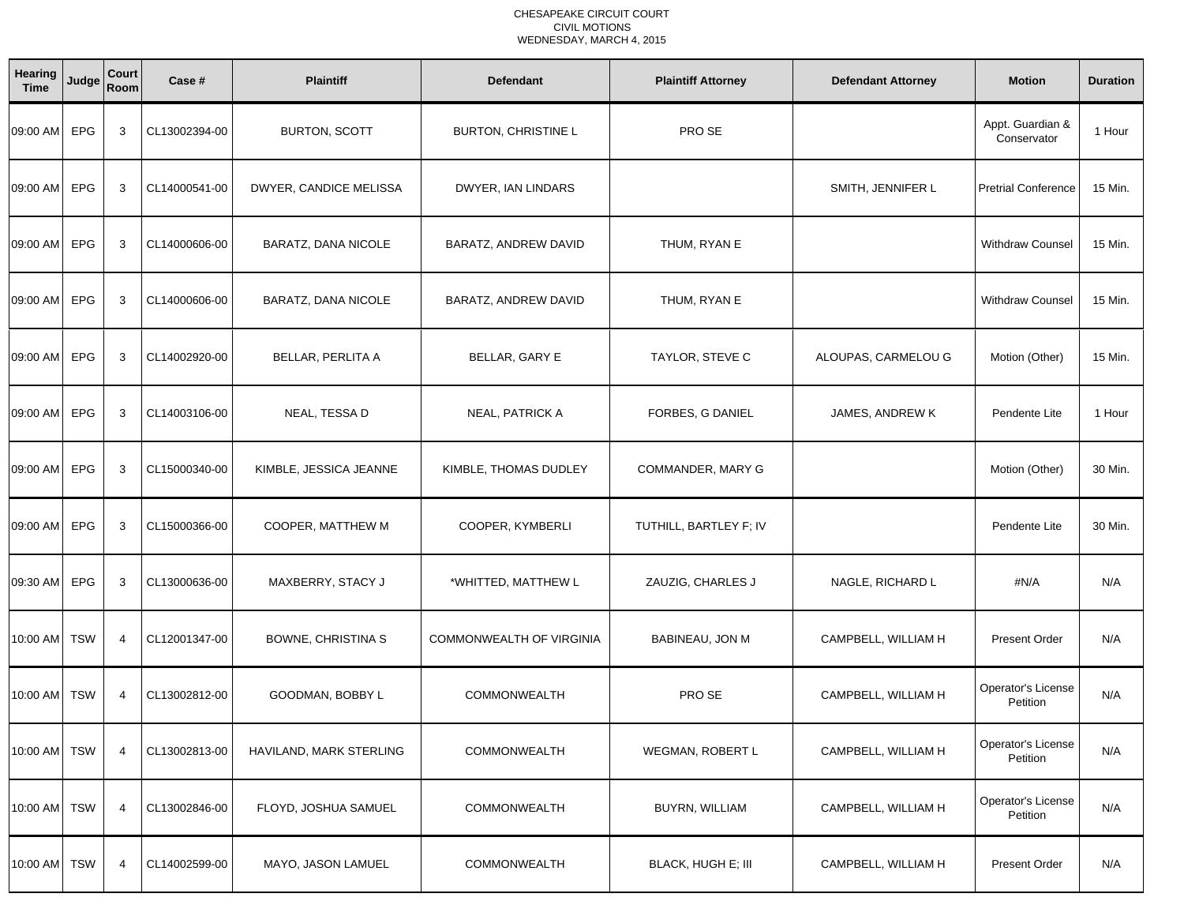CHESAPEAKE CIRCUIT COURT
CIVIL MOTIONS
WEDNESDAY, MARCH 4, 2015

| Hearing Time | Judge | Court Room | Case # | Plaintiff | Defendant | Plaintiff Attorney | Defendant Attorney | Motion | Duration |
|---|---|---|---|---|---|---|---|---|---|
| 09:00 AM | EPG | 3 | CL13002394-00 | BURTON, SCOTT | BURTON, CHRISTINE L | PRO SE | | Appt. Guardian & Conservator | 1 Hour |
| 09:00 AM | EPG | 3 | CL14000541-00 | DWYER, CANDICE MELISSA | DWYER, IAN LINDARS | | SMITH, JENNIFER L | Pretrial Conference | 15 Min. |
| 09:00 AM | EPG | 3 | CL14000606-00 | BARATZ, DANA NICOLE | BARATZ, ANDREW DAVID | THUM, RYAN E | | Withdraw Counsel | 15 Min. |
| 09:00 AM | EPG | 3 | CL14000606-00 | BARATZ, DANA NICOLE | BARATZ, ANDREW DAVID | THUM, RYAN E | | Withdraw Counsel | 15 Min. |
| 09:00 AM | EPG | 3 | CL14002920-00 | BELLAR, PERLITA A | BELLAR, GARY E | TAYLOR, STEVE C | ALOUPAS, CARMELOU G | Motion (Other) | 15 Min. |
| 09:00 AM | EPG | 3 | CL14003106-00 | NEAL, TESSA D | NEAL, PATRICK A | FORBES, G DANIEL | JAMES, ANDREW K | Pendente Lite | 1 Hour |
| 09:00 AM | EPG | 3 | CL15000340-00 | KIMBLE, JESSICA JEANNE | KIMBLE, THOMAS DUDLEY | COMMANDER, MARY G | | Motion (Other) | 30 Min. |
| 09:00 AM | EPG | 3 | CL15000366-00 | COOPER, MATTHEW M | COOPER, KYMBERLI | TUTHILL, BARTLEY F; IV | | Pendente Lite | 30 Min. |
| 09:30 AM | EPG | 3 | CL13000636-00 | MAXBERRY, STACY J | *WHITTED, MATTHEW L | ZAUZIG, CHARLES J | NAGLE, RICHARD L | #N/A | N/A |
| 10:00 AM | TSW | 4 | CL12001347-00 | BOWNE, CHRISTINA S | COMMONWEALTH OF VIRGINIA | BABINEAU, JON M | CAMPBELL, WILLIAM H | Present Order | N/A |
| 10:00 AM | TSW | 4 | CL13002812-00 | GOODMAN, BOBBY L | COMMONWEALTH | PRO SE | CAMPBELL, WILLIAM H | Operator's License Petition | N/A |
| 10:00 AM | TSW | 4 | CL13002813-00 | HAVILAND, MARK STERLING | COMMONWEALTH | WEGMAN, ROBERT L | CAMPBELL, WILLIAM H | Operator's License Petition | N/A |
| 10:00 AM | TSW | 4 | CL13002846-00 | FLOYD, JOSHUA SAMUEL | COMMONWEALTH | BUYRN, WILLIAM | CAMPBELL, WILLIAM H | Operator's License Petition | N/A |
| 10:00 AM | TSW | 4 | CL14002599-00 | MAYO, JASON LAMUEL | COMMONWEALTH | BLACK, HUGH E; III | CAMPBELL, WILLIAM H | Present Order | N/A |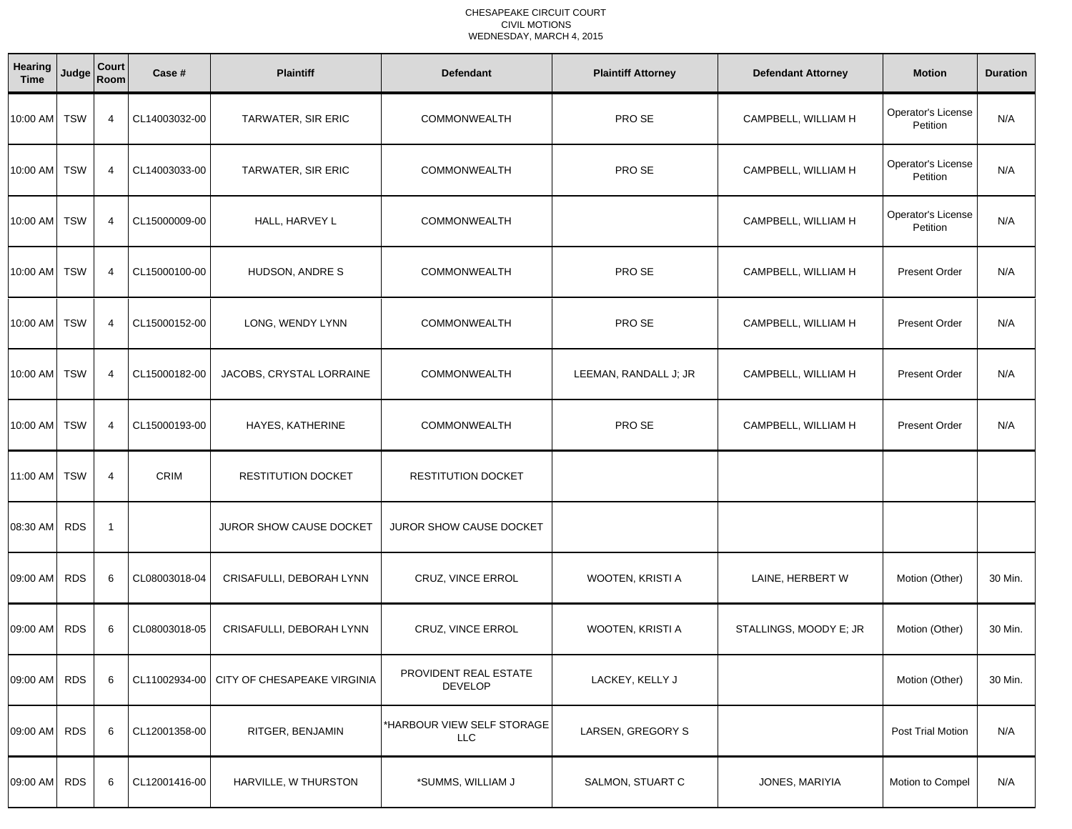CHESAPEAKE CIRCUIT COURT
CIVIL MOTIONS
WEDNESDAY, MARCH 4, 2015

| Hearing Time | Judge | Court Room | Case # | Plaintiff | Defendant | Plaintiff Attorney | Defendant Attorney | Motion | Duration |
|---|---|---|---|---|---|---|---|---|---|
| 10:00 AM | TSW | 4 | CL14003032-00 | TARWATER, SIR ERIC | COMMONWEALTH | PRO SE | CAMPBELL, WILLIAM H | Operator's License Petition | N/A |
| 10:00 AM | TSW | 4 | CL14003033-00 | TARWATER, SIR ERIC | COMMONWEALTH | PRO SE | CAMPBELL, WILLIAM H | Operator's License Petition | N/A |
| 10:00 AM | TSW | 4 | CL15000009-00 | HALL, HARVEY L | COMMONWEALTH | | CAMPBELL, WILLIAM H | Operator's License Petition | N/A |
| 10:00 AM | TSW | 4 | CL15000100-00 | HUDSON, ANDRE S | COMMONWEALTH | PRO SE | CAMPBELL, WILLIAM H | Present Order | N/A |
| 10:00 AM | TSW | 4 | CL15000152-00 | LONG, WENDY LYNN | COMMONWEALTH | PRO SE | CAMPBELL, WILLIAM H | Present Order | N/A |
| 10:00 AM | TSW | 4 | CL15000182-00 | JACOBS, CRYSTAL LORRAINE | COMMONWEALTH | LEEMAN, RANDALL J; JR | CAMPBELL, WILLIAM H | Present Order | N/A |
| 10:00 AM | TSW | 4 | CL15000193-00 | HAYES, KATHERINE | COMMONWEALTH | PRO SE | CAMPBELL, WILLIAM H | Present Order | N/A |
| 11:00 AM | TSW | 4 | CRIM | RESTITUTION DOCKET | RESTITUTION DOCKET | | | | |
| 08:30 AM | RDS | 1 | | JUROR SHOW CAUSE DOCKET | JUROR SHOW CAUSE DOCKET | | | | |
| 09:00 AM | RDS | 6 | CL08003018-04 | CRISAFULLI, DEBORAH LYNN | CRUZ, VINCE ERROL | WOOTEN, KRISTI A | LAINE, HERBERT W | Motion (Other) | 30 Min. |
| 09:00 AM | RDS | 6 | CL08003018-05 | CRISAFULLI, DEBORAH LYNN | CRUZ, VINCE ERROL | WOOTEN, KRISTI A | STALLINGS, MOODY E; JR | Motion (Other) | 30 Min. |
| 09:00 AM | RDS | 6 | CL11002934-00 | CITY OF CHESAPEAKE VIRGINIA | PROVIDENT REAL ESTATE DEVELOP | LACKEY, KELLY J | | Motion (Other) | 30 Min. |
| 09:00 AM | RDS | 6 | CL12001358-00 | RITGER, BENJAMIN | *HARBOUR VIEW SELF STORAGE LLC | LARSEN, GREGORY S | | Post Trial Motion | N/A |
| 09:00 AM | RDS | 6 | CL12001416-00 | HARVILLE, W THURSTON | *SUMMS, WILLIAM J | SALMON, STUART C | JONES, MARIYIA | Motion to Compel | N/A |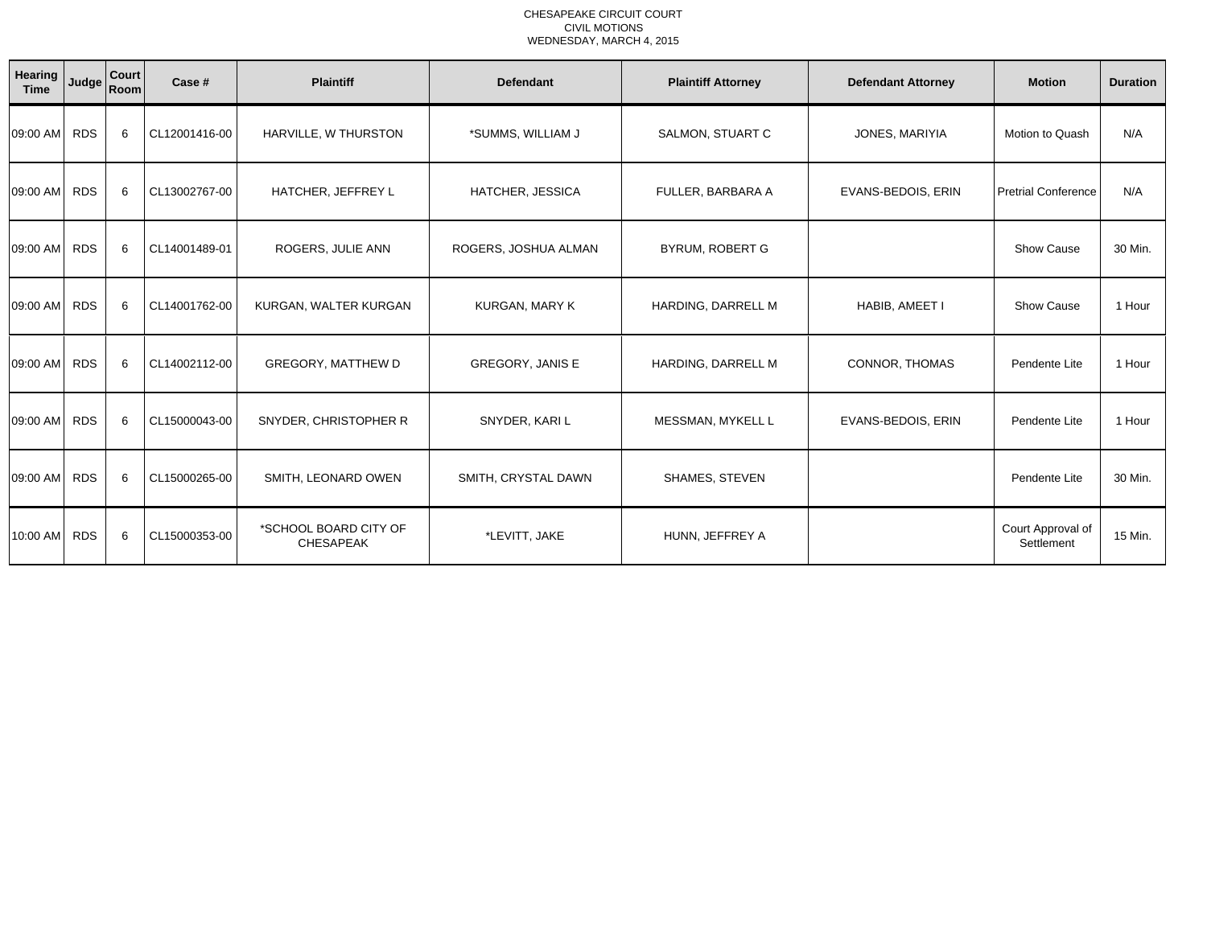CHESAPEAKE CIRCUIT COURT
CIVIL MOTIONS
WEDNESDAY, MARCH 4, 2015

| Hearing Time | Judge | Court Room | Case # | Plaintiff | Defendant | Plaintiff Attorney | Defendant Attorney | Motion | Duration |
|---|---|---|---|---|---|---|---|---|---|
| 09:00 AM | RDS | 6 | CL12001416-00 | HARVILLE, W THURSTON | *SUMMS, WILLIAM J | SALMON, STUART C | JONES, MARIYIA | Motion to Quash | N/A |
| 09:00 AM | RDS | 6 | CL13002767-00 | HATCHER, JEFFREY L | HATCHER, JESSICA | FULLER, BARBARA A | EVANS-BEDOIS, ERIN | Pretrial Conference | N/A |
| 09:00 AM | RDS | 6 | CL14001489-01 | ROGERS, JULIE ANN | ROGERS, JOSHUA ALMAN | BYRUM, ROBERT G | | Show Cause | 30 Min. |
| 09:00 AM | RDS | 6 | CL14001762-00 | KURGAN, WALTER KURGAN | KURGAN, MARY K | HARDING, DARRELL M | HABIB, AMEET I | Show Cause | 1 Hour |
| 09:00 AM | RDS | 6 | CL14002112-00 | GREGORY, MATTHEW D | GREGORY, JANIS E | HARDING, DARRELL M | CONNOR, THOMAS | Pendente Lite | 1 Hour |
| 09:00 AM | RDS | 6 | CL15000043-00 | SNYDER, CHRISTOPHER R | SNYDER, KARI L | MESSMAN, MYKELL L | EVANS-BEDOIS, ERIN | Pendente Lite | 1 Hour |
| 09:00 AM | RDS | 6 | CL15000265-00 | SMITH, LEONARD OWEN | SMITH, CRYSTAL DAWN | SHAMES, STEVEN | | Pendente Lite | 30 Min. |
| 10:00 AM | RDS | 6 | CL15000353-00 | *SCHOOL BOARD CITY OF CHESAPEAK | *LEVITT, JAKE | HUNN, JEFFREY A | | Court Approval of Settlement | 15 Min. |